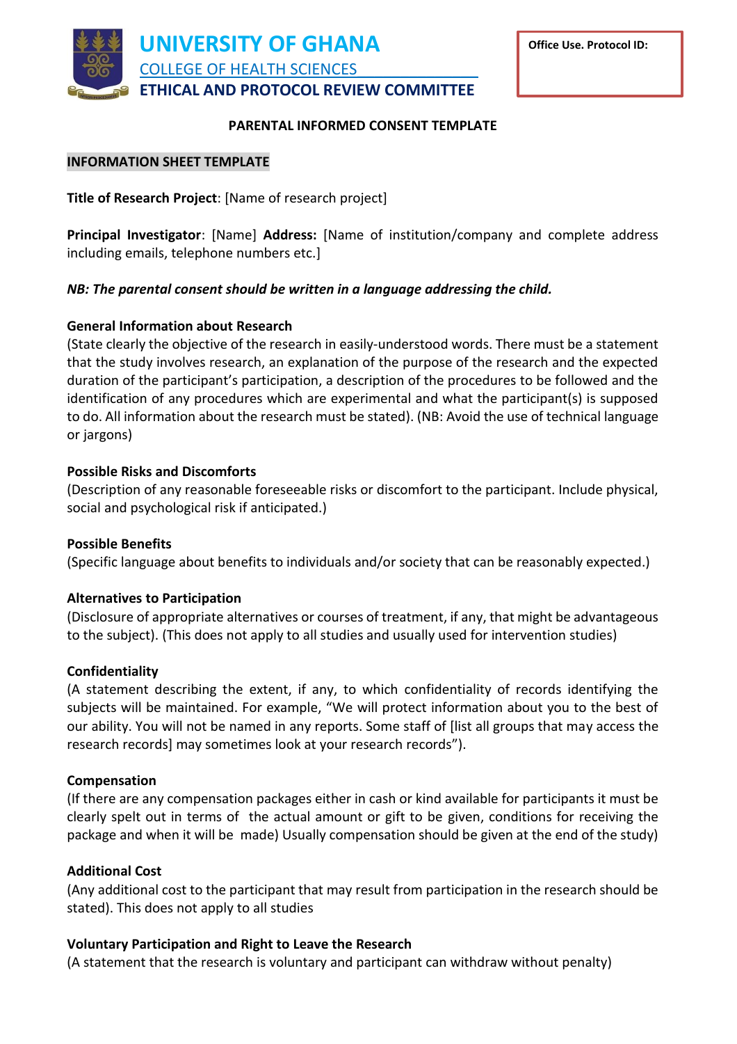# UNIVERSITY OF GHANA

COLLEGE OF HEALTH SCIENCES

ETHICAL AND PROTOCOL REVIEW COMMITTEE

**Office Use. Protocol ID:**

## PARENTAL INFORMED CONSENT TEMPLATE

### INFORMATION SHEET TEMPLATE

**Title of Research Project**: [Name of research project]

**Principal Investigator**: [Name] **Address:** [Name of institution/company and complete address including emails, telephone numbers etc.]

***NB: The parental consent should be written in a language addressing the child.***

**General Information about Research**

(State clearly the objective of the research in easily-understood words. There must be a statement that the study involves research, an explanation of the purpose of the research and the expected duration of the participant's participation, a description of the procedures to be followed and the identification of any procedures which are experimental and what the participant(s) is supposed to do. All information about the research must be stated). (NB: Avoid the use of technical language or jargons)

**Possible Risks and Discomforts**

(Description of any reasonable foreseeable risks or discomfort to the participant. Include physical, social and psychological risk if anticipated.)

**Possible Benefits**

(Specific language about benefits to individuals and/or society that can be reasonably expected.)

**Alternatives to Participation**

(Disclosure of appropriate alternatives or courses of treatment, if any, that might be advantageous to the subject). (This does not apply to all studies and usually used for intervention studies)

**Confidentiality**

(A statement describing the extent, if any, to which confidentiality of records identifying the subjects will be maintained. For example, "We will protect information about you to the best of our ability. You will not be named in any reports. Some staff of [list all groups that may access the research records] may sometimes look at your research records").

**Compensation**

(If there are any compensation packages either in cash or kind available for participants it must be clearly spelt out in terms of the actual amount or gift to be given, conditions for receiving the package and when it will be made) Usually compensation should be given at the end of the study)

**Additional Cost**

(Any additional cost to the participant that may result from participation in the research should be stated). This does not apply to all studies

**Voluntary Participation and Right to Leave the Research**

(A statement that the research is voluntary and participant can withdraw without penalty)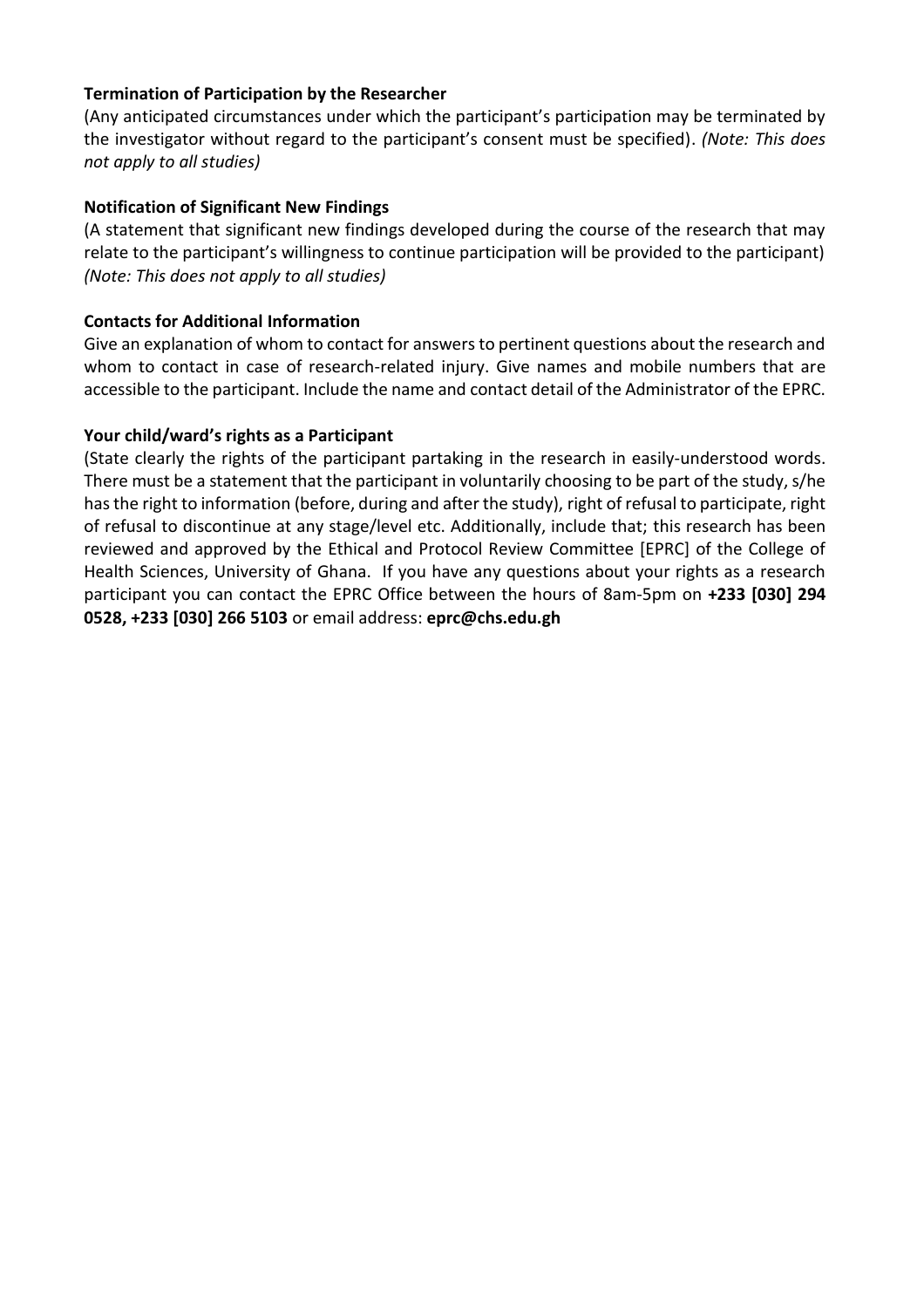**Termination of Participation by the Researcher**

(Any anticipated circumstances under which the participant's participation may be terminated by the investigator without regard to the participant's consent must be specified). *(Note: This does not apply to all studies)*

**Notification of Significant New Findings**

(A statement that significant new findings developed during the course of the research that may relate to the participant's willingness to continue participation will be provided to the participant) *(Note: This does not apply to all studies)*

**Contacts for Additional Information**

Give an explanation of whom to contact for answers to pertinent questions about the research and whom to contact in case of research-related injury. Give names and mobile numbers that are accessible to the participant. Include the name and contact detail of the Administrator of the EPRC.

**Your child/ward's rights as a Participant**

(State clearly the rights of the participant partaking in the research in easily-understood words. There must be a statement that the participant in voluntarily choosing to be part of the study, s/he has the right to information (before, during and after the study), right of refusal to participate, right of refusal to discontinue at any stage/level etc. Additionally, include that; this research has been reviewed and approved by the Ethical and Protocol Review Committee [EPRC] of the College of Health Sciences, University of Ghana. If you have any questions about your rights as a research participant you can contact the EPRC Office between the hours of 8am-5pm on **+233 [030] 294 0528, +233 [030] 266 5103** or email address: **eprc@chs.edu.gh**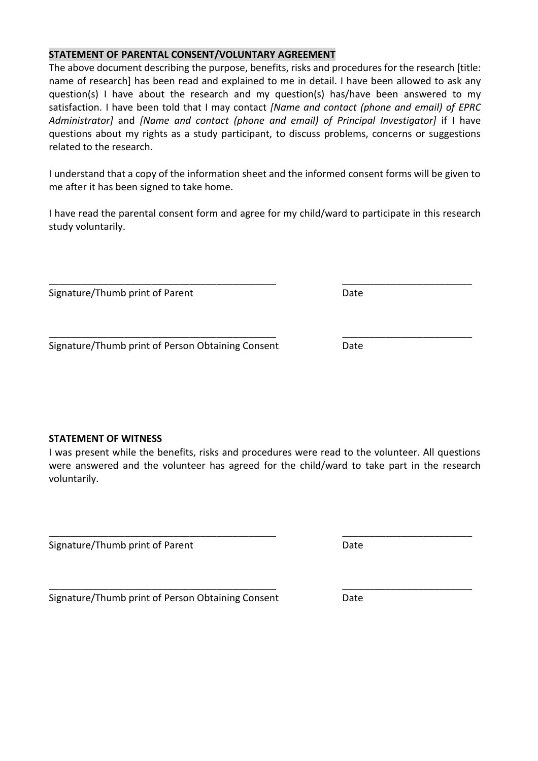**STATEMENT OF PARENTAL CONSENT/VOLUNTARY AGREEMENT**

The above document describing the purpose, benefits, risks and procedures for the research [title: name of research] has been read and explained to me in detail. I have been allowed to ask any question(s) I have about the research and my question(s) has/have been answered to my satisfaction. I have been told that I may contact *[Name and contact (phone and email) of EPRC Administrator]* and *[Name and contact (phone and email) of Principal Investigator]* if I have questions about my rights as a study participant, to discuss problems, concerns or suggestions related to the research.

I understand that a copy of the information sheet and the informed consent forms will be given to me after it has been signed to take home.

I have read the parental consent form and agree for my child/ward to participate in this research study voluntarily.

\_\_\_\_\_\_\_\_\_\_\_\_\_\_\_\_\_\_\_\_\_\_\_\_\_\_\_\_\_\_\_\_\_\_\_\_\_\_\_\_\_\_ \_\_\_\_\_\_\_\_\_\_\_\_\_\_\_\_\_\_\_\_\_\_\_\_

Signature/Thumb print of Parent Date

\_\_\_\_\_\_\_\_\_\_\_\_\_\_\_\_\_\_\_\_\_\_\_\_\_\_\_\_\_\_\_\_\_\_\_\_\_\_\_\_\_\_ \_\_\_\_\_\_\_\_\_\_\_\_\_\_\_\_\_\_\_\_\_\_\_\_

Signature/Thumb print of Person Obtaining Consent Date

**STATEMENT OF WITNESS**

I was present while the benefits, risks and procedures were read to the volunteer. All questions were answered and the volunteer has agreed for the child/ward to take part in the research voluntarily.

\_\_\_\_\_\_\_\_\_\_\_\_\_\_\_\_\_\_\_\_\_\_\_\_\_\_\_\_\_\_\_\_\_\_\_\_\_\_\_\_\_\_ \_\_\_\_\_\_\_\_\_\_\_\_\_\_\_\_\_\_\_\_\_\_\_\_

Signature/Thumb print of Parent Date

\_\_\_\_\_\_\_\_\_\_\_\_\_\_\_\_\_\_\_\_\_\_\_\_\_\_\_\_\_\_\_\_\_\_\_\_\_\_\_\_\_\_ \_\_\_\_\_\_\_\_\_\_\_\_\_\_\_\_\_\_\_\_\_\_\_\_

Signature/Thumb print of Person Obtaining Consent Date